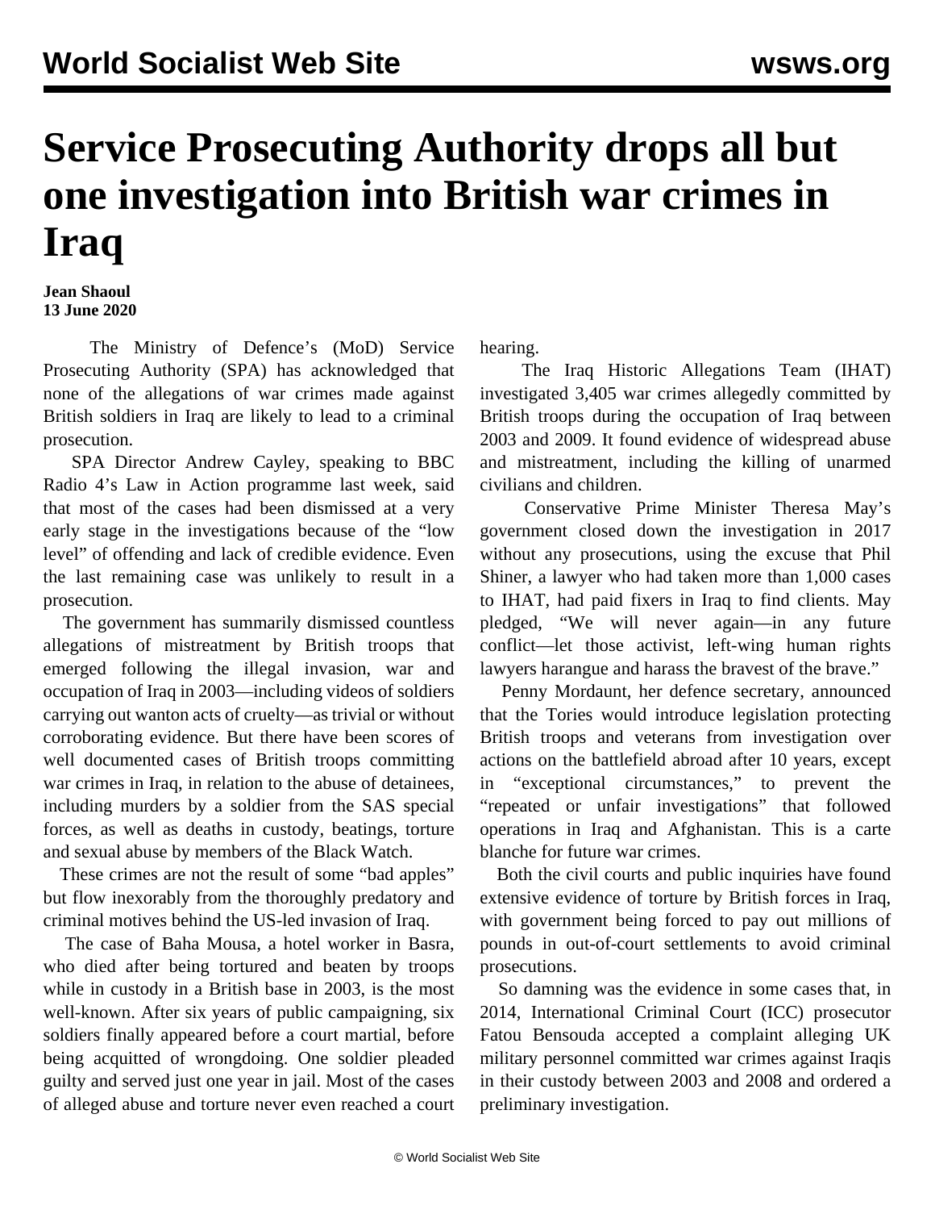# Service Prosecuting Authority drops all but one investigation into British war crimes in Iraq

**Jean Shaoul**
**13 June 2020**

The Ministry of Defence's (MoD) Service Prosecuting Authority (SPA) has acknowledged that none of the allegations of war crimes made against British soldiers in Iraq are likely to lead to a criminal prosecution.

SPA Director Andrew Cayley, speaking to BBC Radio 4's Law in Action programme last week, said that most of the cases had been dismissed at a very early stage in the investigations because of the "low level" of offending and lack of credible evidence. Even the last remaining case was unlikely to result in a prosecution.

The government has summarily dismissed countless allegations of mistreatment by British troops that emerged following the illegal invasion, war and occupation of Iraq in 2003—including videos of soldiers carrying out wanton acts of cruelty—as trivial or without corroborating evidence. But there have been scores of well documented cases of British troops committing war crimes in Iraq, in relation to the abuse of detainees, including murders by a soldier from the SAS special forces, as well as deaths in custody, beatings, torture and sexual abuse by members of the Black Watch.

These crimes are not the result of some "bad apples" but flow inexorably from the thoroughly predatory and criminal motives behind the US-led invasion of Iraq.

The case of Baha Mousa, a hotel worker in Basra, who died after being tortured and beaten by troops while in custody in a British base in 2003, is the most well-known. After six years of public campaigning, six soldiers finally appeared before a court martial, before being acquitted of wrongdoing. One soldier pleaded guilty and served just one year in jail. Most of the cases of alleged abuse and torture never even reached a court hearing.

The Iraq Historic Allegations Team (IHAT) investigated 3,405 war crimes allegedly committed by British troops during the occupation of Iraq between 2003 and 2009. It found evidence of widespread abuse and mistreatment, including the killing of unarmed civilians and children.

Conservative Prime Minister Theresa May's government closed down the investigation in 2017 without any prosecutions, using the excuse that Phil Shiner, a lawyer who had taken more than 1,000 cases to IHAT, had paid fixers in Iraq to find clients. May pledged, "We will never again—in any future conflict—let those activist, left-wing human rights lawyers harangue and harass the bravest of the brave."

Penny Mordaunt, her defence secretary, announced that the Tories would introduce legislation protecting British troops and veterans from investigation over actions on the battlefield abroad after 10 years, except in "exceptional circumstances," to prevent the "repeated or unfair investigations" that followed operations in Iraq and Afghanistan. This is a carte blanche for future war crimes.

Both the civil courts and public inquiries have found extensive evidence of torture by British forces in Iraq, with government being forced to pay out millions of pounds in out-of-court settlements to avoid criminal prosecutions.

So damning was the evidence in some cases that, in 2014, International Criminal Court (ICC) prosecutor Fatou Bensouda accepted a complaint alleging UK military personnel committed war crimes against Iraqis in their custody between 2003 and 2008 and ordered a preliminary investigation.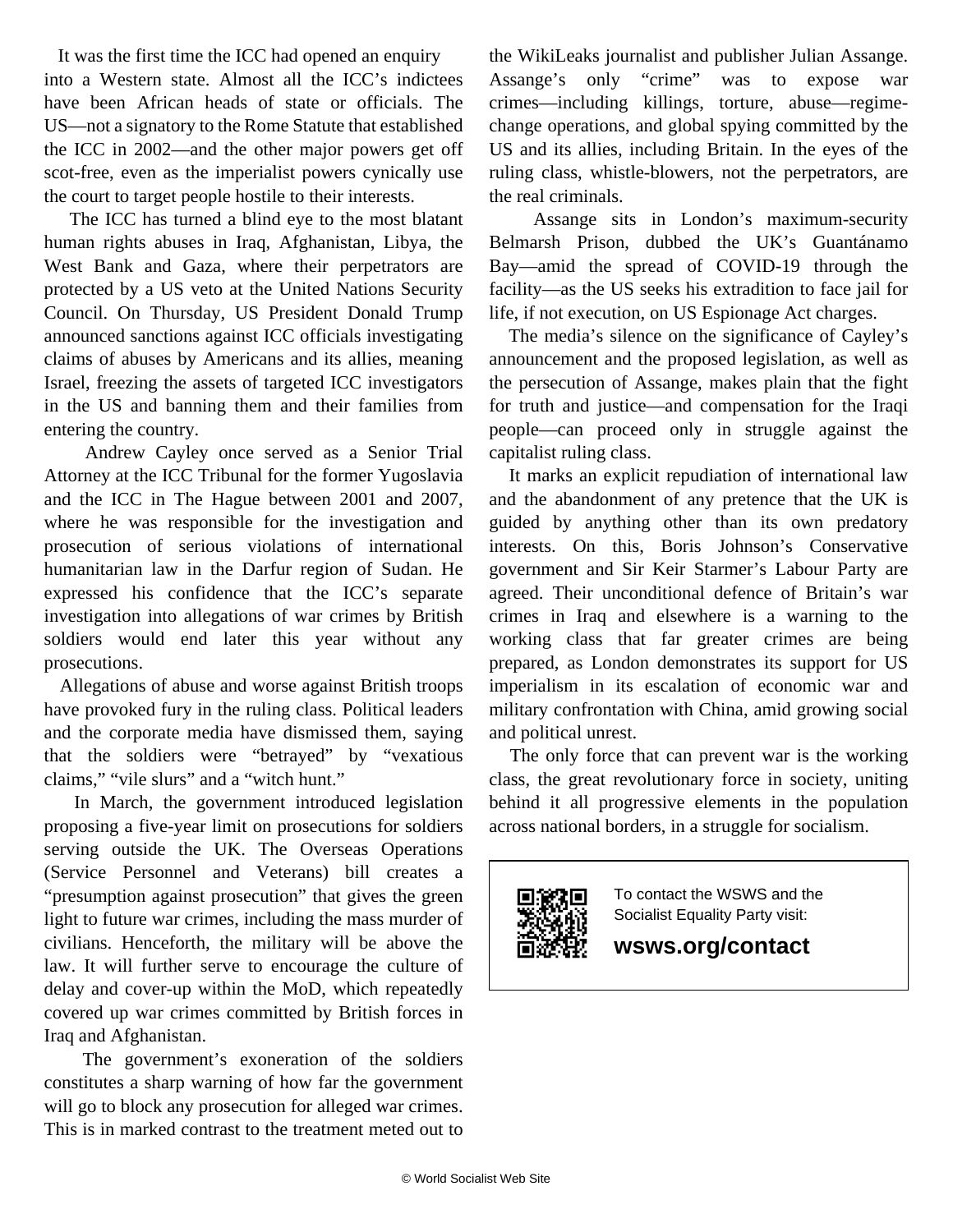It was the first time the ICC had opened an enquiry into a Western state. Almost all the ICC's indictees have been African heads of state or officials. The US—not a signatory to the Rome Statute that established the ICC in 2002—and the other major powers get off scot-free, even as the imperialist powers cynically use the court to target people hostile to their interests.

The ICC has turned a blind eye to the most blatant human rights abuses in Iraq, Afghanistan, Libya, the West Bank and Gaza, where their perpetrators are protected by a US veto at the United Nations Security Council. On Thursday, US President Donald Trump announced sanctions against ICC officials investigating claims of abuses by Americans and its allies, meaning Israel, freezing the assets of targeted ICC investigators in the US and banning them and their families from entering the country.

Andrew Cayley once served as a Senior Trial Attorney at the ICC Tribunal for the former Yugoslavia and the ICC in The Hague between 2001 and 2007, where he was responsible for the investigation and prosecution of serious violations of international humanitarian law in the Darfur region of Sudan. He expressed his confidence that the ICC's separate investigation into allegations of war crimes by British soldiers would end later this year without any prosecutions.

Allegations of abuse and worse against British troops have provoked fury in the ruling class. Political leaders and the corporate media have dismissed them, saying that the soldiers were "betrayed" by "vexatious claims," "vile slurs" and a "witch hunt."

In March, the government introduced legislation proposing a five-year limit on prosecutions for soldiers serving outside the UK. The Overseas Operations (Service Personnel and Veterans) bill creates a "presumption against prosecution" that gives the green light to future war crimes, including the mass murder of civilians. Henceforth, the military will be above the law. It will further serve to encourage the culture of delay and cover-up within the MoD, which repeatedly covered up war crimes committed by British forces in Iraq and Afghanistan.

The government's exoneration of the soldiers constitutes a sharp warning of how far the government will go to block any prosecution for alleged war crimes. This is in marked contrast to the treatment meted out to the WikiLeaks journalist and publisher Julian Assange. Assange's only "crime" was to expose war crimes—including killings, torture, abuse—regime-change operations, and global spying committed by the US and its allies, including Britain. In the eyes of the ruling class, whistle-blowers, not the perpetrators, are the real criminals.

Assange sits in London's maximum-security Belmarsh Prison, dubbed the UK's Guantánamo Bay—amid the spread of COVID-19 through the facility—as the US seeks his extradition to face jail for life, if not execution, on US Espionage Act charges.

The media's silence on the significance of Cayley's announcement and the proposed legislation, as well as the persecution of Assange, makes plain that the fight for truth and justice—and compensation for the Iraqi people—can proceed only in struggle against the capitalist ruling class.

It marks an explicit repudiation of international law and the abandonment of any pretence that the UK is guided by anything other than its own predatory interests. On this, Boris Johnson's Conservative government and Sir Keir Starmer's Labour Party are agreed. Their unconditional defence of Britain's war crimes in Iraq and elsewhere is a warning to the working class that far greater crimes are being prepared, as London demonstrates its support for US imperialism in its escalation of economic war and military confrontation with China, amid growing social and political unrest.

The only force that can prevent war is the working class, the great revolutionary force in society, uniting behind it all progressive elements in the population across national borders, in a struggle for socialism.

To contact the WSWS and the Socialist Equality Party visit:

**wsws.org/contact**